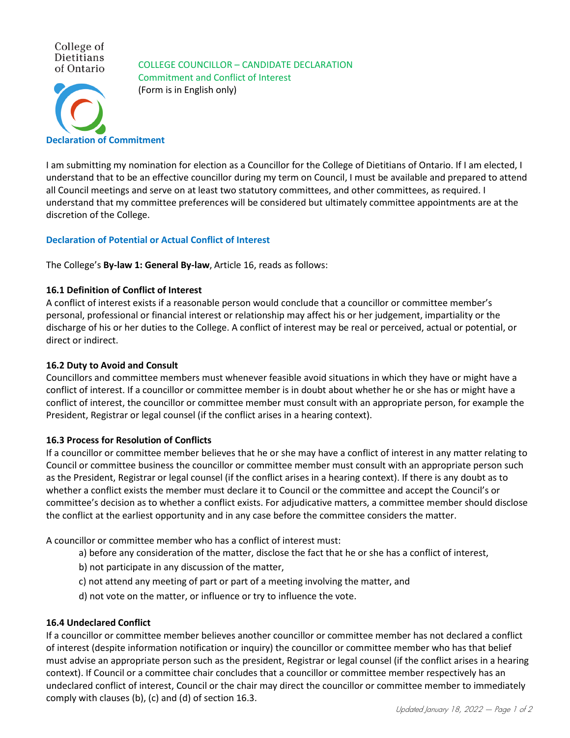College of Dietitians of Ontario

# COLLEGE COUNCILLOR – CANDIDATE DECLARATION
## Commitment and Conflict of Interest
(Form is in English only)

### Declaration of Commitment

I am submitting my nomination for election as a Councillor for the College of Dietitians of Ontario. If I am elected, I understand that to be an effective councillor during my term on Council, I must be available and prepared to attend all Council meetings and serve on at least two statutory committees, and other committees, as required. I understand that my committee preferences will be considered but ultimately committee appointments are at the discretion of the College.

### Declaration of Potential or Actual Conflict of Interest

The College's **By-law 1: General By-law**, Article 16, reads as follows:

**16.1 Definition of Conflict of Interest**
A conflict of interest exists if a reasonable person would conclude that a councillor or committee member's personal, professional or financial interest or relationship may affect his or her judgement, impartiality or the discharge of his or her duties to the College. A conflict of interest may be real or perceived, actual or potential, or direct or indirect.

**16.2 Duty to Avoid and Consult**
Councillors and committee members must whenever feasible avoid situations in which they have or might have a conflict of interest. If a councillor or committee member is in doubt about whether he or she has or might have a conflict of interest, the councillor or committee member must consult with an appropriate person, for example the President, Registrar or legal counsel (if the conflict arises in a hearing context).

**16.3 Process for Resolution of Conflicts**
If a councillor or committee member believes that he or she may have a conflict of interest in any matter relating to Council or committee business the councillor or committee member must consult with an appropriate person such as the President, Registrar or legal counsel (if the conflict arises in a hearing context). If there is any doubt as to whether a conflict exists the member must declare it to Council or the committee and accept the Council's or committee's decision as to whether a conflict exists. For adjudicative matters, a committee member should disclose the conflict at the earliest opportunity and in any case before the committee considers the matter.

A councillor or committee member who has a conflict of interest must:

a) before any consideration of the matter, disclose the fact that he or she has a conflict of interest,

b) not participate in any discussion of the matter,

c) not attend any meeting of part or part of a meeting involving the matter, and

d) not vote on the matter, or influence or try to influence the vote.

**16.4 Undeclared Conflict**
If a councillor or committee member believes another councillor or committee member has not declared a conflict of interest (despite information notification or inquiry) the councillor or committee member who has that belief must advise an appropriate person such as the president, Registrar or legal counsel (if the conflict arises in a hearing context). If Council or a committee chair concludes that a councillor or committee member respectively has an undeclared conflict of interest, Council or the chair may direct the councillor or committee member to immediately comply with clauses (b), (c) and (d) of section 16.3.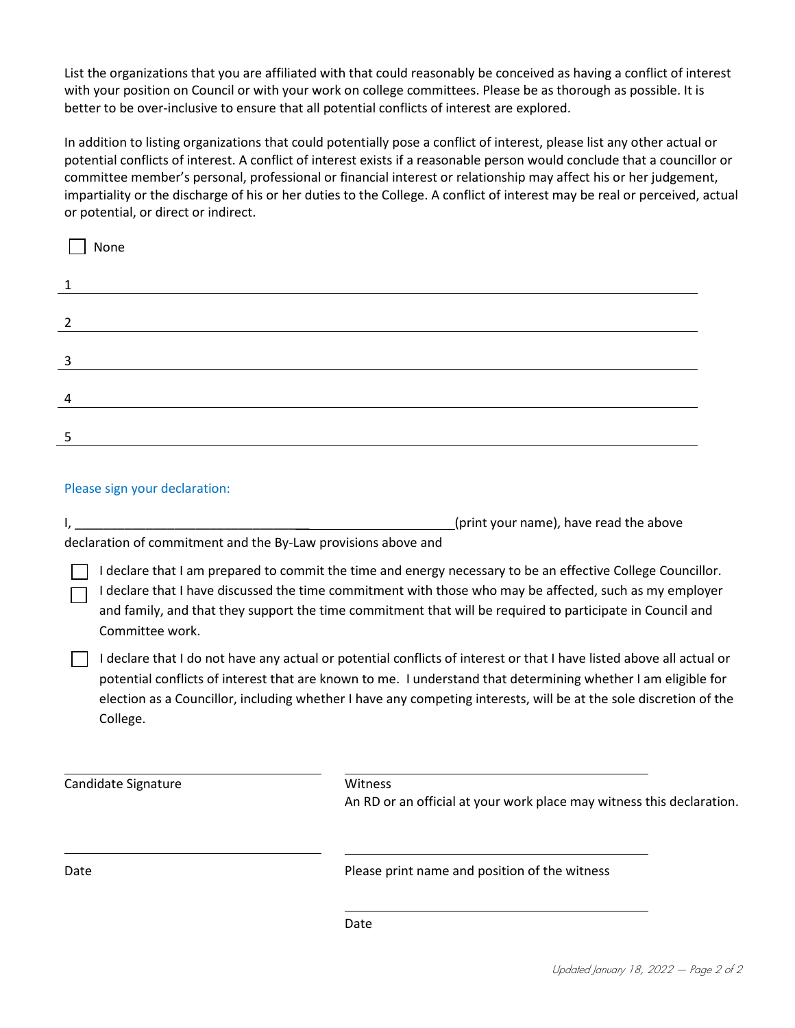List the organizations that you are affiliated with that could reasonably be conceived as having a conflict of interest with your position on Council or with your work on college committees. Please be as thorough as possible. It is better to be over-inclusive to ensure that all potential conflicts of interest are explored.

In addition to listing organizations that could potentially pose a conflict of interest, please list any other actual or potential conflicts of interest. A conflict of interest exists if a reasonable person would conclude that a councillor or committee member's personal, professional or financial interest or relationship may affect his or her judgement, impartiality or the discharge of his or her duties to the College. A conflict of interest may be real or perceived, actual or potential, or direct or indirect.

☐ None

1 ____________________________________________________________

2 ____________________________________________________________

3 ____________________________________________________________

4 ____________________________________________________________

5 ____________________________________________________________

Please sign your declaration:

I, ______________________________________________________(print your name), have read the above declaration of commitment and the By-Law provisions above and

☐ I declare that I am prepared to commit the time and energy necessary to be an effective College Councillor.

☐ I declare that I have discussed the time commitment with those who may be affected, such as my employer and family, and that they support the time commitment that will be required to participate in Council and Committee work.

☐ I declare that I do not have any actual or potential conflicts of interest or that I have listed above all actual or potential conflicts of interest that are known to me. I understand that determining whether I am eligible for election as a Councillor, including whether I have any competing interests, will be at the sole discretion of the College.

________________________________
Candidate Signature

________________________________
Witness
An RD or an official at your work place may witness this declaration.

________________________________
Date

________________________________
Please print name and position of the witness

________________________________
Date

*Updated January 18, 2022*